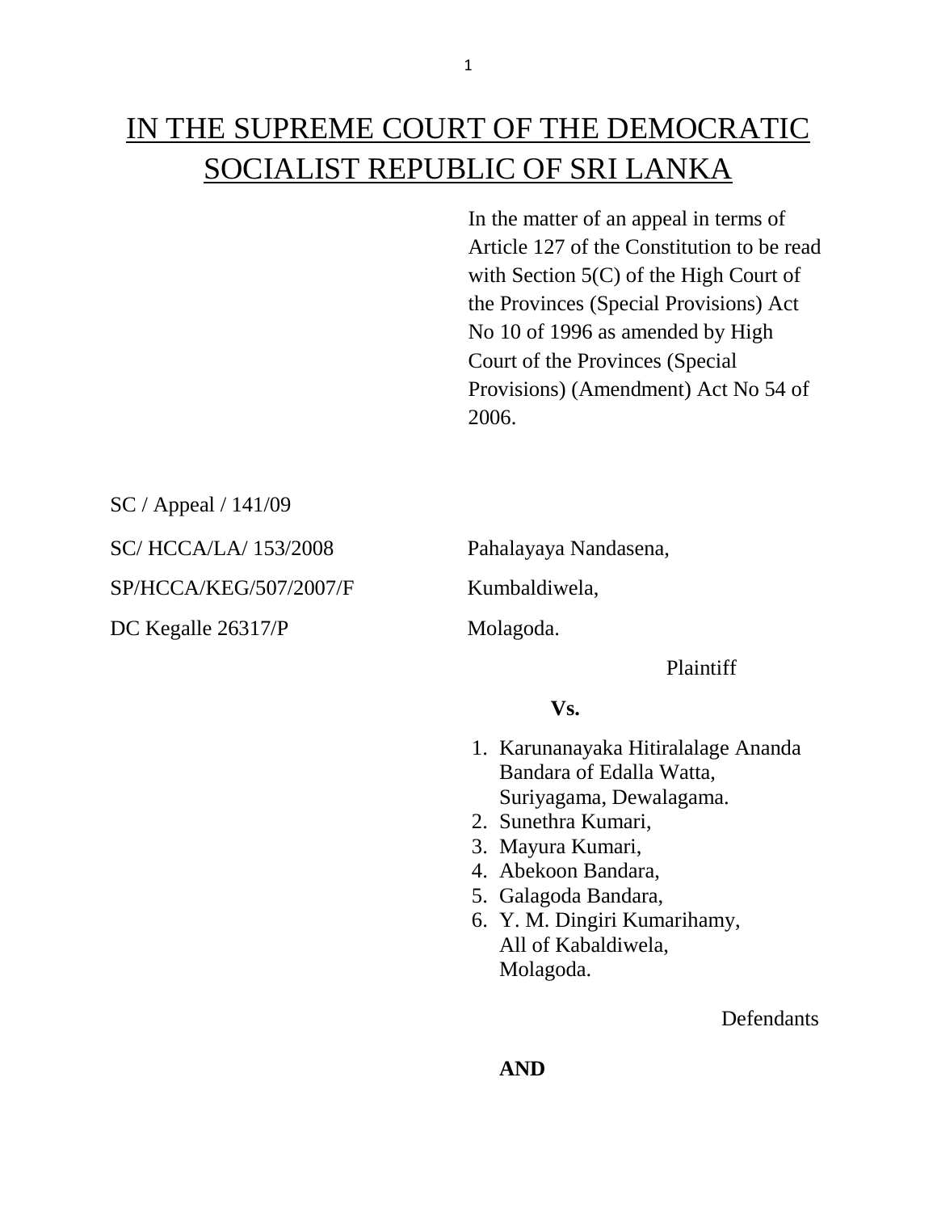# IN THE SUPREME COURT OF THE DEMOCRATIC SOCIALIST REPUBLIC OF SRI LANKA

In the matter of an appeal in terms of Article 127 of the Constitution to be read with Section 5(C) of the High Court of the Provinces (Special Provisions) Act No 10 of 1996 as amended by High Court of the Provinces (Special Provisions) (Amendment) Act No 54 of 2006.

SC / Appeal / 141/09

SC/ HCCA/LA/ 153/2008

SP/HCCA/KEG/507/2007/F

DC Kegalle 26317/P

Pahalayaya Nandasena,
Kumbaldiwela,
Molagoda.

Plaintiff

**Vs.**

1. Karunanayaka Hitiralalage Ananda Bandara of Edalla Watta, Suriyagama, Dewalagama.
2. Sunethra Kumari,
3. Mayura Kumari,
4. Abekoon Bandara,
5. Galagoda Bandara,
6. Y. M. Dingiri Kumarihamy, All of Kabaldiwela, Molagoda.

Defendants

**AND**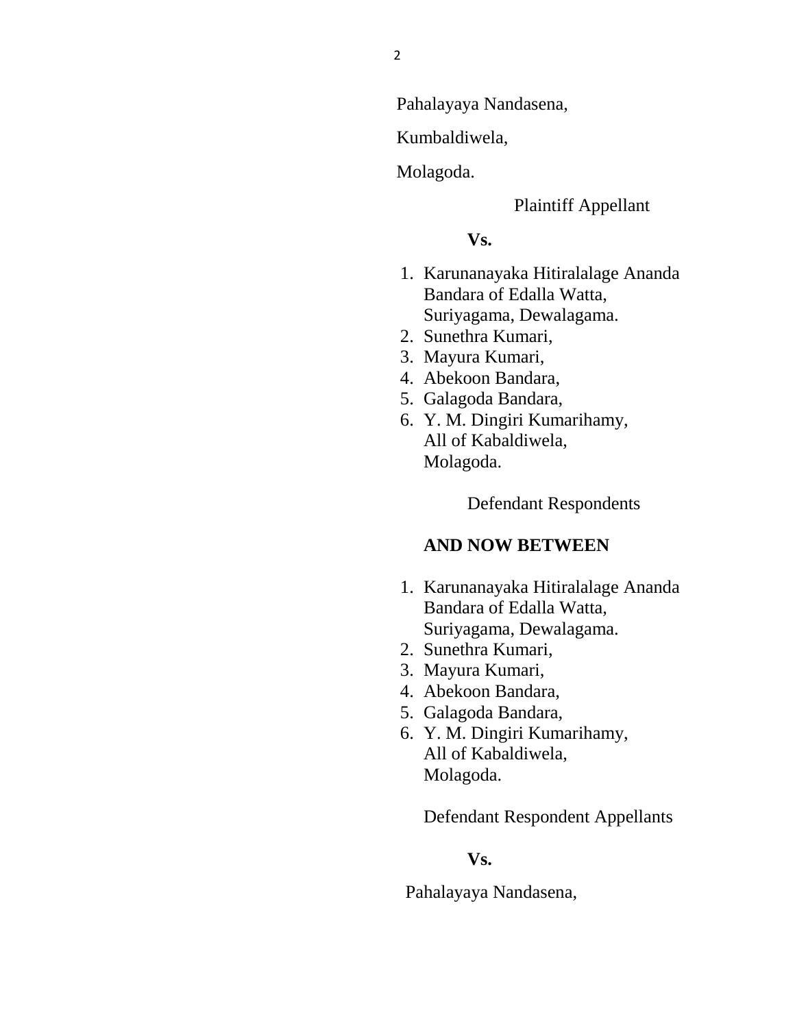Pahalayaya Nandasena,

Kumbaldiwela,

Molagoda.

Plaintiff Appellant

**Vs.**

1. Karunanayaka Hitiralalage Ananda Bandara of Edalla Watta, Suriyagama, Dewalagama.
2. Sunethra Kumari,
3. Mayura Kumari,
4. Abekoon Bandara,
5. Galagoda Bandara,
6. Y. M. Dingiri Kumarihamy, All of Kabaldiwela, Molagoda.

Defendant Respondents

**AND NOW BETWEEN**

1. Karunanayaka Hitiralalage Ananda Bandara of Edalla Watta, Suriyagama, Dewalagama.
2. Sunethra Kumari,
3. Mayura Kumari,
4. Abekoon Bandara,
5. Galagoda Bandara,
6. Y. M. Dingiri Kumarihamy, All of Kabaldiwela, Molagoda.

Defendant Respondent Appellants

**Vs.**

Pahalayaya Nandasena,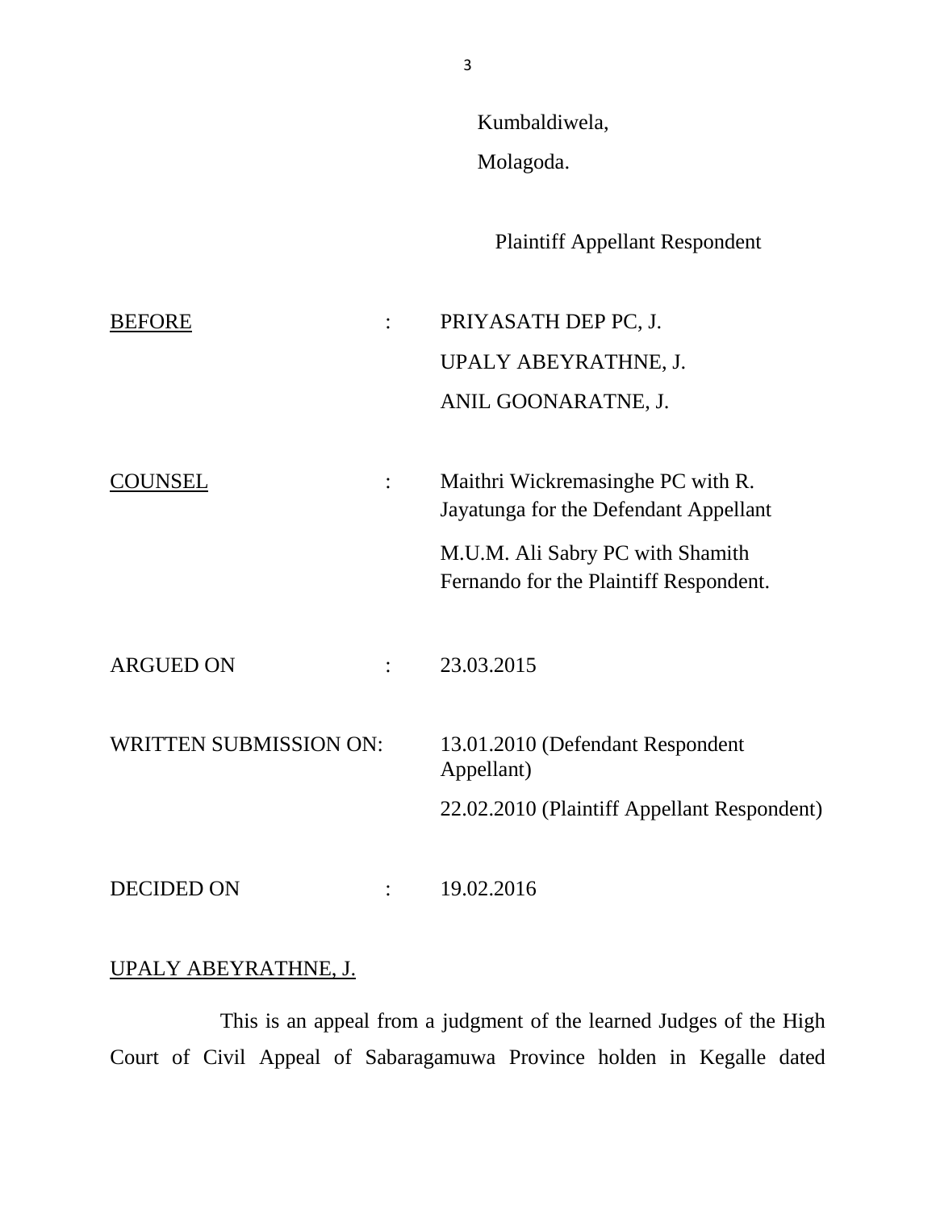Kumbaldiwela,

Molagoda.

Plaintiff Appellant Respondent

| | | |
|---|---|---|
| <u>BEFORE</u> | : | PRIYASATH DEP PC, J.<br>UPALY ABEYRATHNE, J.<br>ANIL GOONARATNE, J. |
| <u>COUNSEL</u> | : | Maithri Wickremasinghe PC with R. Jayatunga for the Defendant Appellant<br>M.U.M. Ali Sabry PC with Shamith Fernando for the Plaintiff Respondent. |
| ARGUED ON | : | 23.03.2015 |
| WRITTEN SUBMISSION ON: | | 13.01.2010 (Defendant Respondent Appellant)<br>22.02.2010 (Plaintiff Appellant Respondent) |
| DECIDED ON | : | 19.02.2016 |

<u>UPALY ABEYRATHNE, J.</u>

This is an appeal from a judgment of the learned Judges of the High Court of Civil Appeal of Sabaragamuwa Province holden in Kegalle dated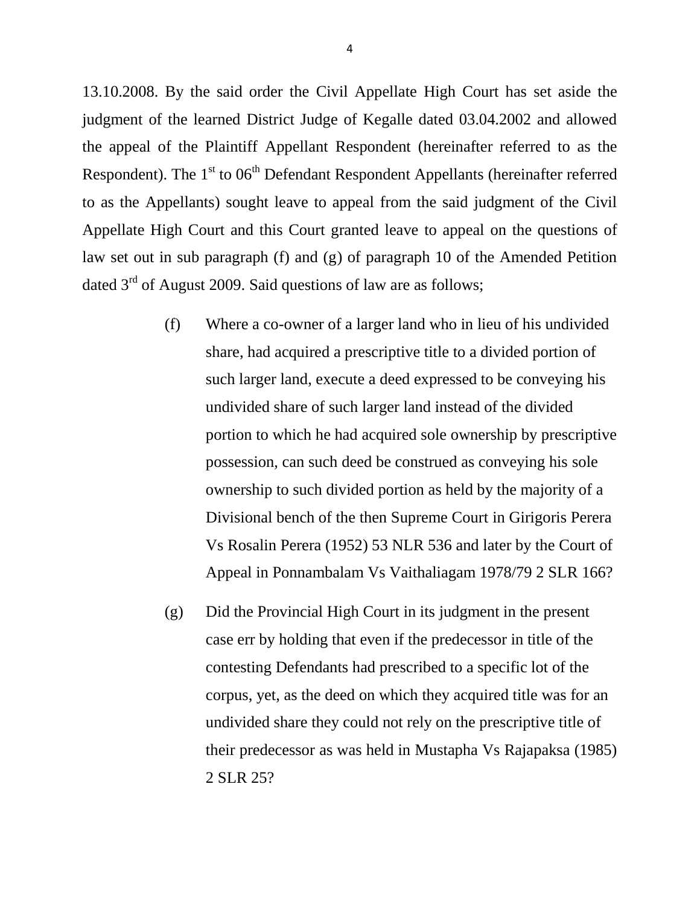13.10.2008. By the said order the Civil Appellate High Court has set aside the judgment of the learned District Judge of Kegalle dated 03.04.2002 and allowed the appeal of the Plaintiff Appellant Respondent (hereinafter referred to as the Respondent). The 1st to 06th Defendant Respondent Appellants (hereinafter referred to as the Appellants) sought leave to appeal from the said judgment of the Civil Appellate High Court and this Court granted leave to appeal on the questions of law set out in sub paragraph (f) and (g) of paragraph 10 of the Amended Petition dated 3rd of August 2009. Said questions of law are as follows;

> (f) Where a co-owner of a larger land who in lieu of his undivided share, had acquired a prescriptive title to a divided portion of such larger land, execute a deed expressed to be conveying his undivided share of such larger land instead of the divided portion to which he had acquired sole ownership by prescriptive possession, can such deed be construed as conveying his sole ownership to such divided portion as held by the majority of a Divisional bench of the then Supreme Court in Girigoris Perera Vs Rosalin Perera (1952) 53 NLR 536 and later by the Court of Appeal in Ponnambalam Vs Vaithaliagam 1978/79 2 SLR 166?
>
> (g) Did the Provincial High Court in its judgment in the present case err by holding that even if the predecessor in title of the contesting Defendants had prescribed to a specific lot of the corpus, yet, as the deed on which they acquired title was for an undivided share they could not rely on the prescriptive title of their predecessor as was held in Mustapha Vs Rajapaksa (1985) 2 SLR 25?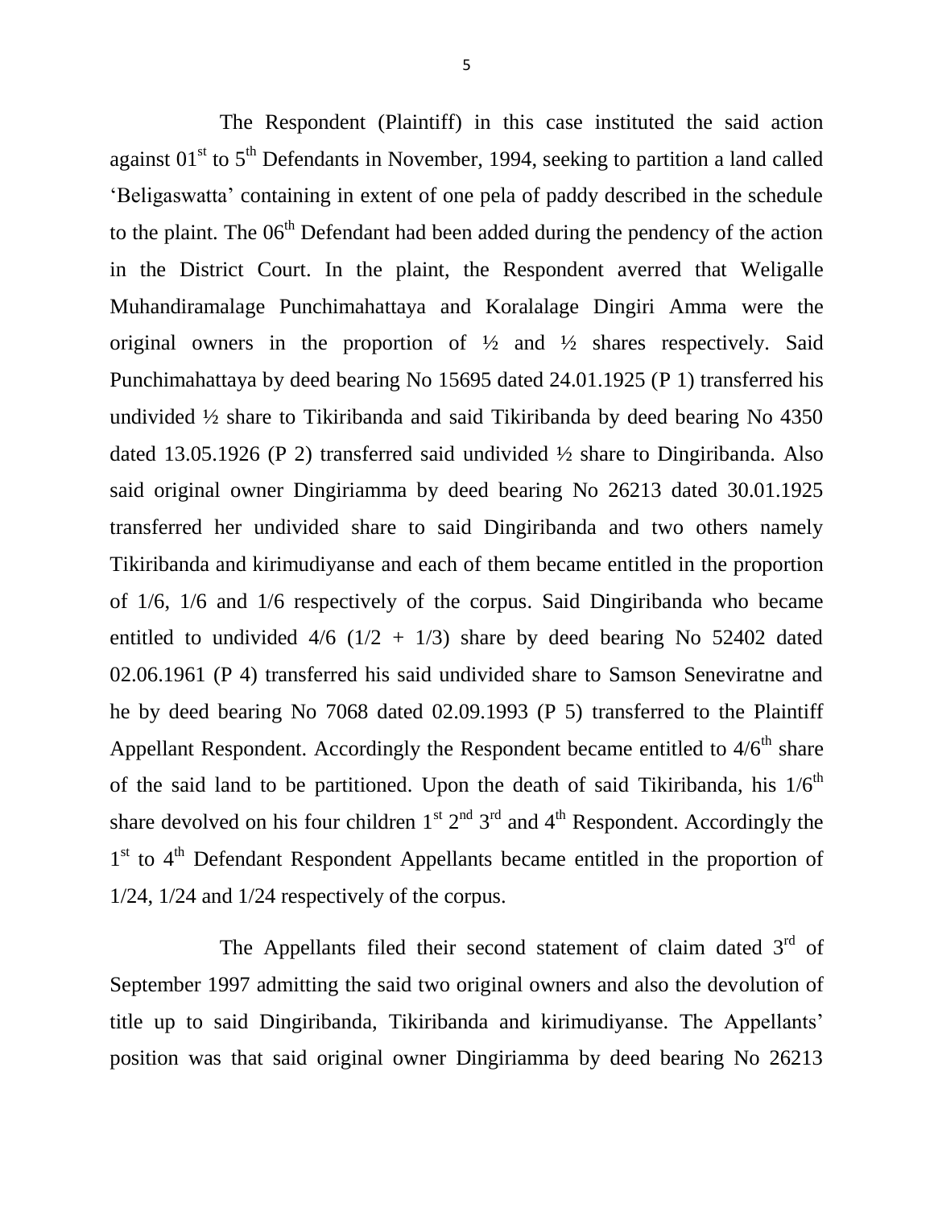The Respondent (Plaintiff) in this case instituted the said action against 01st to 5th Defendants in November, 1994, seeking to partition a land called 'Beligaswatta' containing in extent of one pela of paddy described in the schedule to the plaint. The 06th Defendant had been added during the pendency of the action in the District Court. In the plaint, the Respondent averred that Weligalle Muhandiramalage Punchimahattaya and Koralalage Dingiri Amma were the original owners in the proportion of ½ and ½ shares respectively. Said Punchimahattaya by deed bearing No 15695 dated 24.01.1925 (P 1) transferred his undivided ½ share to Tikiribanda and said Tikiribanda by deed bearing No 4350 dated 13.05.1926 (P 2) transferred said undivided ½ share to Dingiribanda. Also said original owner Dingiriamma by deed bearing No 26213 dated 30.01.1925 transferred her undivided share to said Dingiribanda and two others namely Tikiribanda and kirimudiyanse and each of them became entitled in the proportion of 1/6, 1/6 and 1/6 respectively of the corpus. Said Dingiribanda who became entitled to undivided 4/6 (1/2 + 1/3) share by deed bearing No 52402 dated 02.06.1961 (P 4) transferred his said undivided share to Samson Seneviratne and he by deed bearing No 7068 dated 02.09.1993 (P 5) transferred to the Plaintiff Appellant Respondent. Accordingly the Respondent became entitled to 4/6th share of the said land to be partitioned. Upon the death of said Tikiribanda, his 1/6th share devolved on his four children 1st 2nd 3rd and 4th Respondent. Accordingly the 1st to 4th Defendant Respondent Appellants became entitled in the proportion of 1/24, 1/24 and 1/24 respectively of the corpus.

The Appellants filed their second statement of claim dated 3rd of September 1997 admitting the said two original owners and also the devolution of title up to said Dingiribanda, Tikiribanda and kirimudiyanse. The Appellants' position was that said original owner Dingiriamma by deed bearing No 26213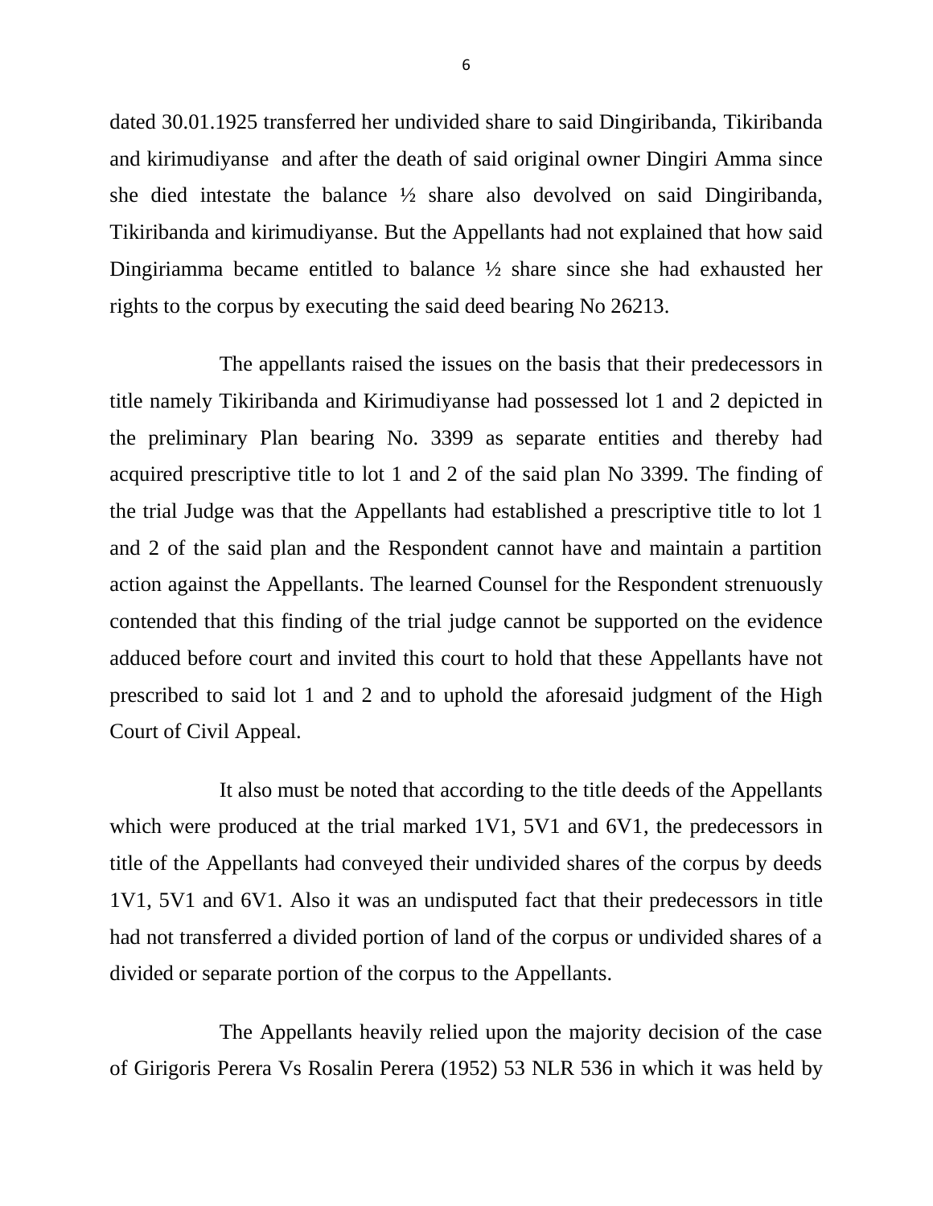dated 30.01.1925 transferred her undivided share to said Dingiribanda, Tikiribanda and kirimudiyanse and after the death of said original owner Dingiri Amma since she died intestate the balance ½ share also devolved on said Dingiribanda, Tikiribanda and kirimudiyanse. But the Appellants had not explained that how said Dingiriamma became entitled to balance ½ share since she had exhausted her rights to the corpus by executing the said deed bearing No 26213.

The appellants raised the issues on the basis that their predecessors in title namely Tikiribanda and Kirimudiyanse had possessed lot 1 and 2 depicted in the preliminary Plan bearing No. 3399 as separate entities and thereby had acquired prescriptive title to lot 1 and 2 of the said plan No 3399. The finding of the trial Judge was that the Appellants had established a prescriptive title to lot 1 and 2 of the said plan and the Respondent cannot have and maintain a partition action against the Appellants. The learned Counsel for the Respondent strenuously contended that this finding of the trial judge cannot be supported on the evidence adduced before court and invited this court to hold that these Appellants have not prescribed to said lot 1 and 2 and to uphold the aforesaid judgment of the High Court of Civil Appeal.

It also must be noted that according to the title deeds of the Appellants which were produced at the trial marked 1V1, 5V1 and 6V1, the predecessors in title of the Appellants had conveyed their undivided shares of the corpus by deeds 1V1, 5V1 and 6V1. Also it was an undisputed fact that their predecessors in title had not transferred a divided portion of land of the corpus or undivided shares of a divided or separate portion of the corpus to the Appellants.

The Appellants heavily relied upon the majority decision of the case of Girigoris Perera Vs Rosalin Perera (1952) 53 NLR 536 in which it was held by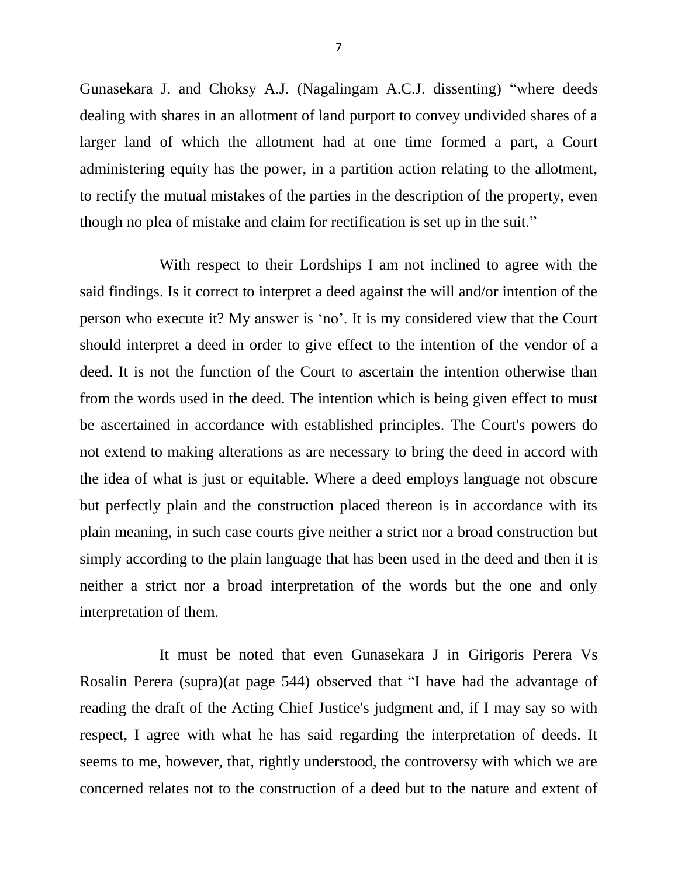Gunasekara J. and Choksy A.J. (Nagalingam A.C.J. dissenting) "where deeds dealing with shares in an allotment of land purport to convey undivided shares of a larger land of which the allotment had at one time formed a part, a Court administering equity has the power, in a partition action relating to the allotment, to rectify the mutual mistakes of the parties in the description of the property, even though no plea of mistake and claim for rectification is set up in the suit."

With respect to their Lordships I am not inclined to agree with the said findings. Is it correct to interpret a deed against the will and/or intention of the person who execute it? My answer is 'no'. It is my considered view that the Court should interpret a deed in order to give effect to the intention of the vendor of a deed. It is not the function of the Court to ascertain the intention otherwise than from the words used in the deed. The intention which is being given effect to must be ascertained in accordance with established principles. The Court's powers do not extend to making alterations as are necessary to bring the deed in accord with the idea of what is just or equitable. Where a deed employs language not obscure but perfectly plain and the construction placed thereon is in accordance with its plain meaning, in such case courts give neither a strict nor a broad construction but simply according to the plain language that has been used in the deed and then it is neither a strict nor a broad interpretation of the words but the one and only interpretation of them.

It must be noted that even Gunasekara J in Girigoris Perera Vs Rosalin Perera (supra)(at page 544) observed that "I have had the advantage of reading the draft of the Acting Chief Justice's judgment and, if I may say so with respect, I agree with what he has said regarding the interpretation of deeds. It seems to me, however, that, rightly understood, the controversy with which we are concerned relates not to the construction of a deed but to the nature and extent of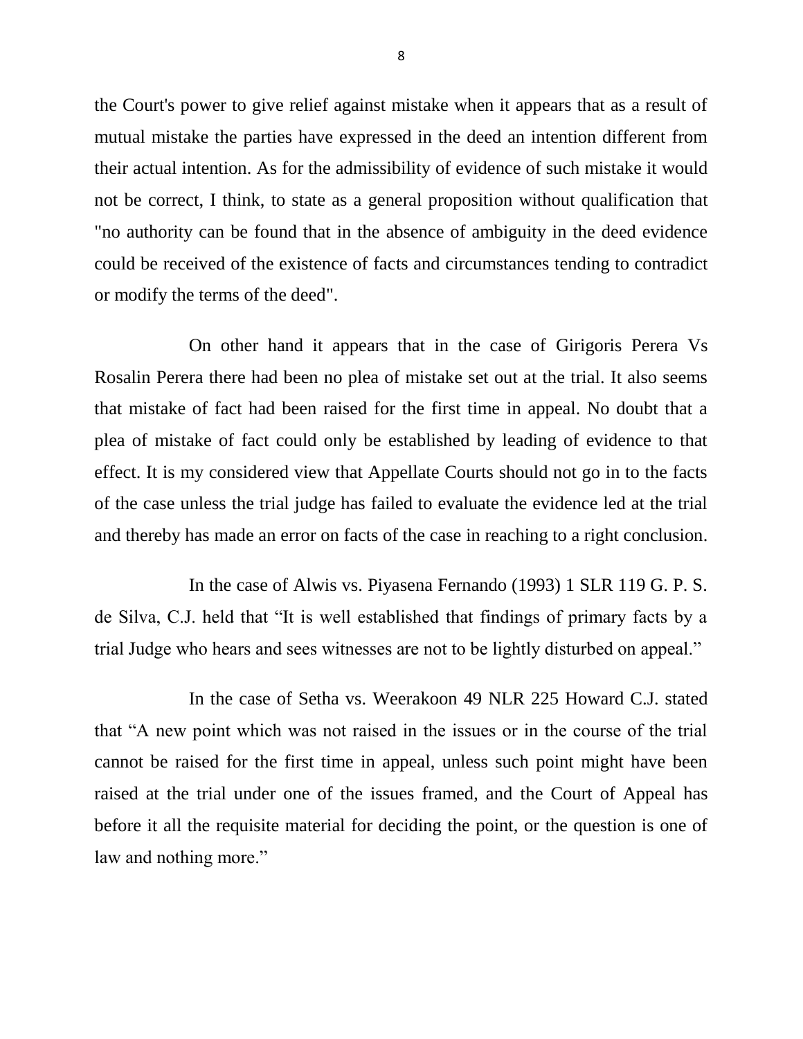the Court's power to give relief against mistake when it appears that as a result of mutual mistake the parties have expressed in the deed an intention different from their actual intention. As for the admissibility of evidence of such mistake it would not be correct, I think, to state as a general proposition without qualification that "no authority can be found that in the absence of ambiguity in the deed evidence could be received of the existence of facts and circumstances tending to contradict or modify the terms of the deed".

On other hand it appears that in the case of Girigoris Perera Vs Rosalin Perera there had been no plea of mistake set out at the trial. It also seems that mistake of fact had been raised for the first time in appeal. No doubt that a plea of mistake of fact could only be established by leading of evidence to that effect. It is my considered view that Appellate Courts should not go in to the facts of the case unless the trial judge has failed to evaluate the evidence led at the trial and thereby has made an error on facts of the case in reaching to a right conclusion.

In the case of Alwis vs. Piyasena Fernando (1993) 1 SLR 119 G. P. S. de Silva, C.J. held that "It is well established that findings of primary facts by a trial Judge who hears and sees witnesses are not to be lightly disturbed on appeal."

In the case of Setha vs. Weerakoon 49 NLR 225 Howard C.J. stated that "A new point which was not raised in the issues or in the course of the trial cannot be raised for the first time in appeal, unless such point might have been raised at the trial under one of the issues framed, and the Court of Appeal has before it all the requisite material for deciding the point, or the question is one of law and nothing more."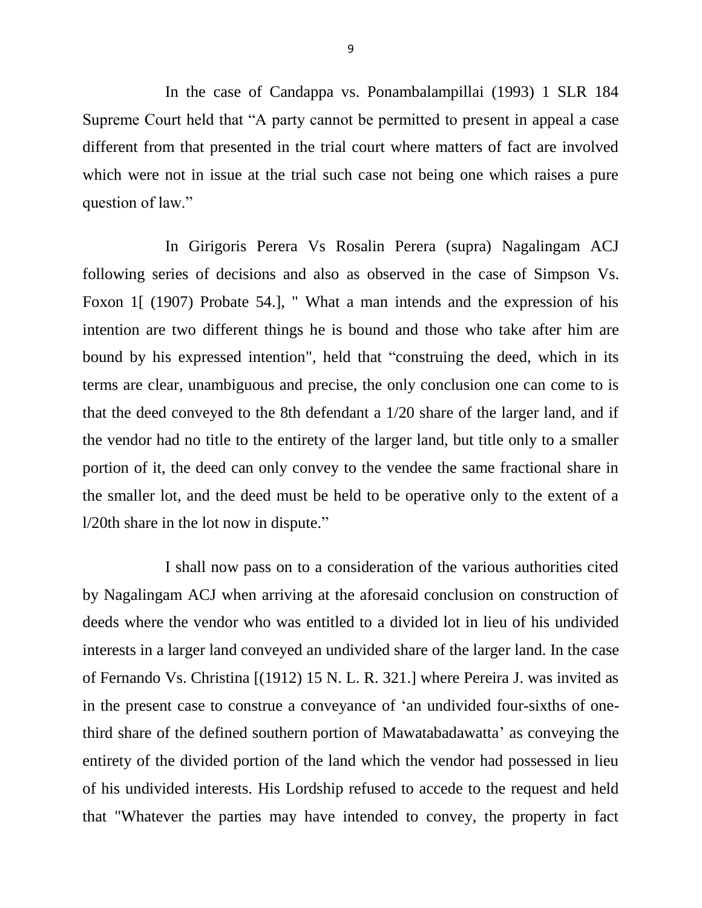In the case of Candappa vs. Ponambalampillai (1993) 1 SLR 184 Supreme Court held that "A party cannot be permitted to present in appeal a case different from that presented in the trial court where matters of fact are involved which were not in issue at the trial such case not being one which raises a pure question of law."

In Girigoris Perera Vs Rosalin Perera (supra) Nagalingam ACJ following series of decisions and also as observed in the case of Simpson Vs. Foxon 1[ (1907) Probate 54.], " What a man intends and the expression of his intention are two different things he is bound and those who take after him are bound by his expressed intention", held that "construing the deed, which in its terms are clear, unambiguous and precise, the only conclusion one can come to is that the deed conveyed to the 8th defendant a 1/20 share of the larger land, and if the vendor had no title to the entirety of the larger land, but title only to a smaller portion of it, the deed can only convey to the vendee the same fractional share in the smaller lot, and the deed must be held to be operative only to the extent of a l/20th share in the lot now in dispute."

I shall now pass on to a consideration of the various authorities cited by Nagalingam ACJ when arriving at the aforesaid conclusion on construction of deeds where the vendor who was entitled to a divided lot in lieu of his undivided interests in a larger land conveyed an undivided share of the larger land. In the case of Fernando Vs. Christina [(1912) 15 N. L. R. 321.] where Pereira J. was invited as in the present case to construe a conveyance of 'an undivided four-sixths of one-third share of the defined southern portion of Mawatabadawatta' as conveying the entirety of the divided portion of the land which the vendor had possessed in lieu of his undivided interests. His Lordship refused to accede to the request and held that "Whatever the parties may have intended to convey, the property in fact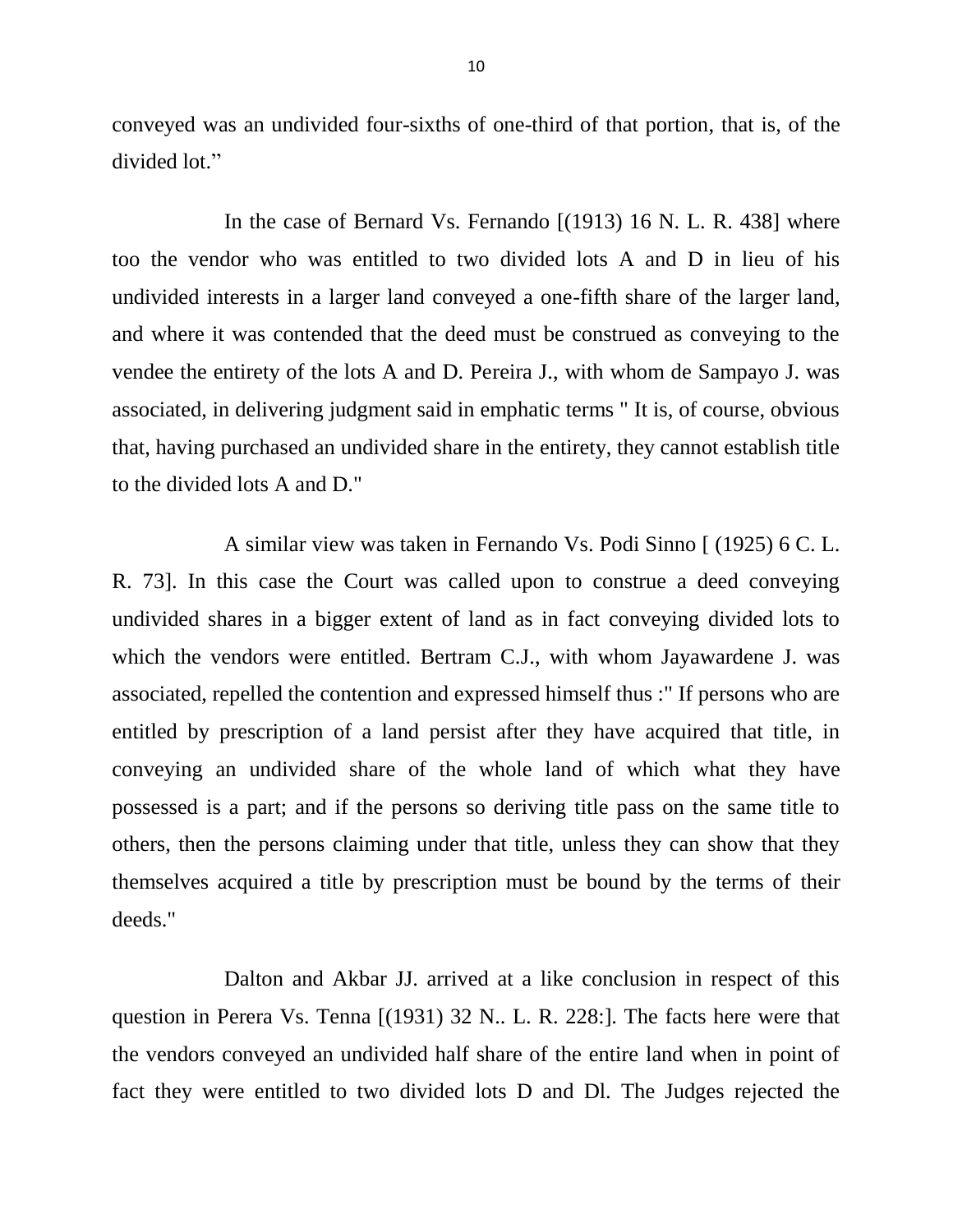conveyed was an undivided four-sixths of one-third of that portion, that is, of the divided lot."

In the case of Bernard Vs. Fernando [(1913) 16 N. L. R. 438] where too the vendor who was entitled to two divided lots A and D in lieu of his undivided interests in a larger land conveyed a one-fifth share of the larger land, and where it was contended that the deed must be construed as conveying to the vendee the entirety of the lots A and D. Pereira J., with whom de Sampayo J. was associated, in delivering judgment said in emphatic terms " It is, of course, obvious that, having purchased an undivided share in the entirety, they cannot establish title to the divided lots A and D."

A similar view was taken in Fernando Vs. Podi Sinno [ (1925) 6 C. L. R. 73]. In this case the Court was called upon to construe a deed conveying undivided shares in a bigger extent of land as in fact conveying divided lots to which the vendors were entitled. Bertram C.J., with whom Jayawardene J. was associated, repelled the contention and expressed himself thus :" If persons who are entitled by prescription of a land persist after they have acquired that title, in conveying an undivided share of the whole land of which what they have possessed is a part; and if the persons so deriving title pass on the same title to others, then the persons claiming under that title, unless they can show that they themselves acquired a title by prescription must be bound by the terms of their deeds."

Dalton and Akbar JJ. arrived at a like conclusion in respect of this question in Perera Vs. Tenna [(1931) 32 N.. L. R. 228:]. The facts here were that the vendors conveyed an undivided half share of the entire land when in point of fact they were entitled to two divided lots D and Dl. The Judges rejected the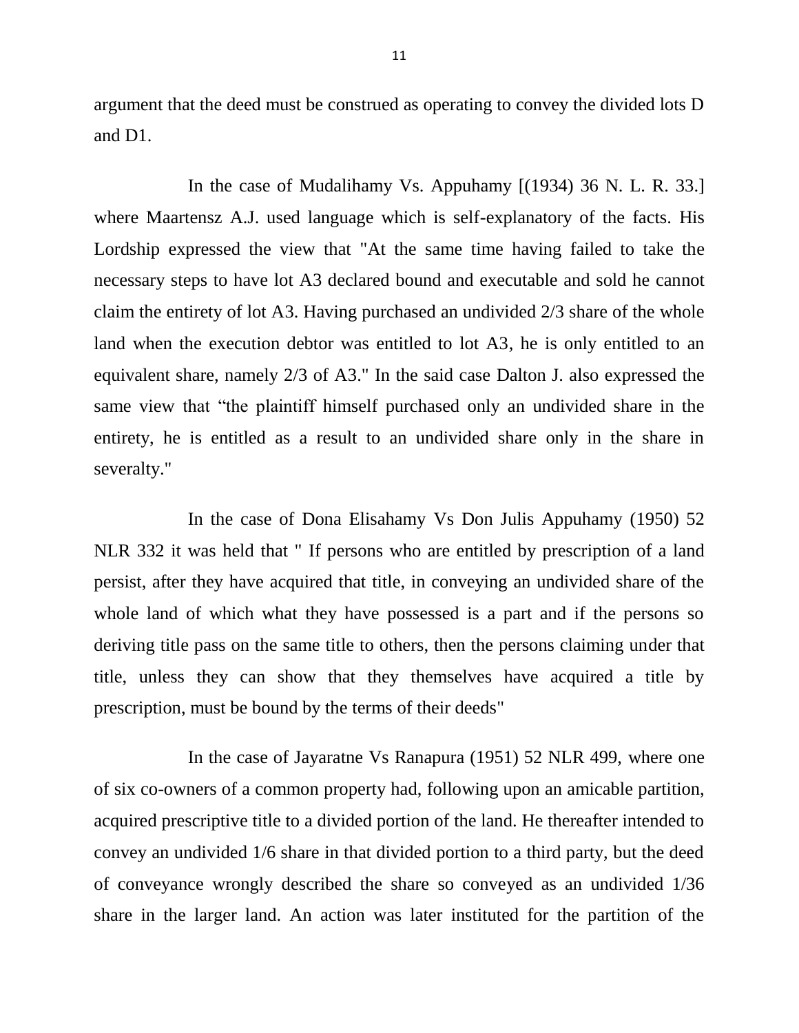argument that the deed must be construed as operating to convey the divided lots D and D1.

In the case of Mudalihamy Vs. Appuhamy [(1934) 36 N. L. R. 33.] where Maartensz A.J. used language which is self-explanatory of the facts. His Lordship expressed the view that "At the same time having failed to take the necessary steps to have lot A3 declared bound and executable and sold he cannot claim the entirety of lot A3. Having purchased an undivided 2/3 share of the whole land when the execution debtor was entitled to lot A3, he is only entitled to an equivalent share, namely 2/3 of A3." In the said case Dalton J. also expressed the same view that "the plaintiff himself purchased only an undivided share in the entirety, he is entitled as a result to an undivided share only in the share in severalty."

In the case of Dona Elisahamy Vs Don Julis Appuhamy (1950) 52 NLR 332 it was held that " If persons who are entitled by prescription of a land persist, after they have acquired that title, in conveying an undivided share of the whole land of which what they have possessed is a part and if the persons so deriving title pass on the same title to others, then the persons claiming under that title, unless they can show that they themselves have acquired a title by prescription, must be bound by the terms of their deeds"

In the case of Jayaratne Vs Ranapura (1951) 52 NLR 499, where one of six co-owners of a common property had, following upon an amicable partition, acquired prescriptive title to a divided portion of the land. He thereafter intended to convey an undivided 1/6 share in that divided portion to a third party, but the deed of conveyance wrongly described the share so conveyed as an undivided 1/36 share in the larger land. An action was later instituted for the partition of the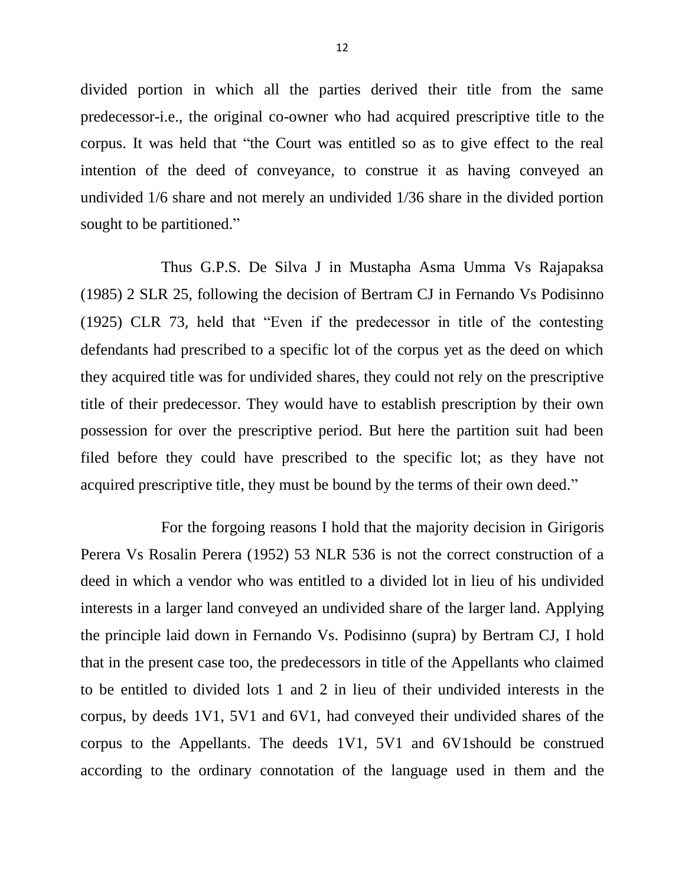divided portion in which all the parties derived their title from the same predecessor-i.e., the original co-owner who had acquired prescriptive title to the corpus. It was held that "the Court was entitled so as to give effect to the real intention of the deed of conveyance, to construe it as having conveyed an undivided 1/6 share and not merely an undivided 1/36 share in the divided portion sought to be partitioned."

Thus G.P.S. De Silva J in Mustapha Asma Umma Vs Rajapaksa (1985) 2 SLR 25, following the decision of Bertram CJ in Fernando Vs Podisinno (1925) CLR 73, held that "Even if the predecessor in title of the contesting defendants had prescribed to a specific lot of the corpus yet as the deed on which they acquired title was for undivided shares, they could not rely on the prescriptive title of their predecessor. They would have to establish prescription by their own possession for over the prescriptive period. But here the partition suit had been filed before they could have prescribed to the specific lot; as they have not acquired prescriptive title, they must be bound by the terms of their own deed."

For the forgoing reasons I hold that the majority decision in Girigoris Perera Vs Rosalin Perera (1952) 53 NLR 536 is not the correct construction of a deed in which a vendor who was entitled to a divided lot in lieu of his undivided interests in a larger land conveyed an undivided share of the larger land. Applying the principle laid down in Fernando Vs. Podisinno (supra) by Bertram CJ, I hold that in the present case too, the predecessors in title of the Appellants who claimed to be entitled to divided lots 1 and 2 in lieu of their undivided interests in the corpus, by deeds 1V1, 5V1 and 6V1, had conveyed their undivided shares of the corpus to the Appellants. The deeds 1V1, 5V1 and 6V1should be construed according to the ordinary connotation of the language used in them and the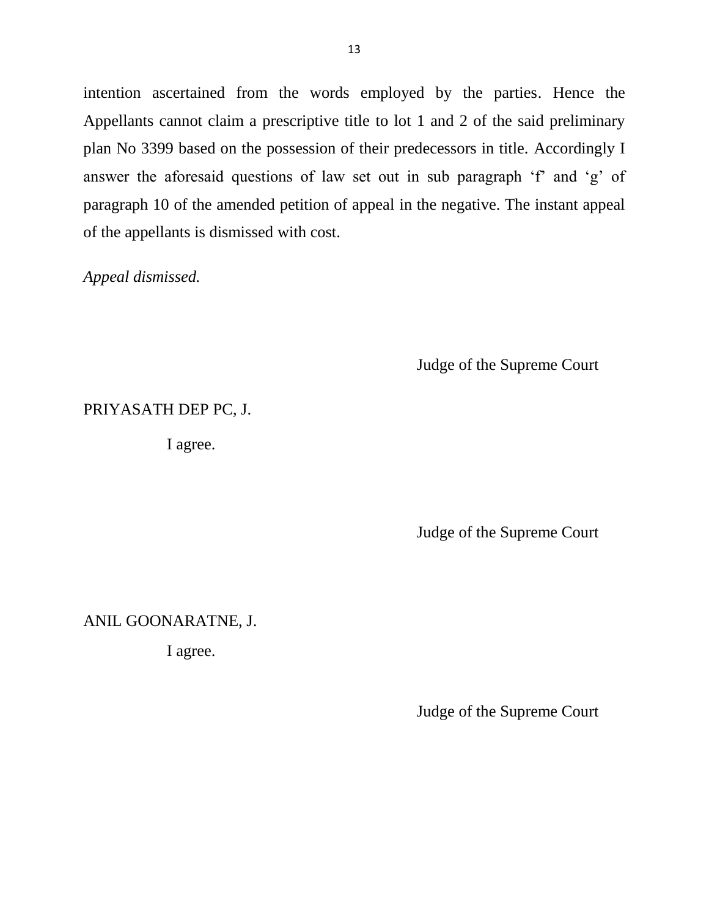intention ascertained from the words employed by the parties. Hence the Appellants cannot claim a prescriptive title to lot 1 and 2 of the said preliminary plan No 3399 based on the possession of their predecessors in title. Accordingly I answer the aforesaid questions of law set out in sub paragraph ‘f’ and ‘g’ of paragraph 10 of the amended petition of appeal in the negative. The instant appeal of the appellants is dismissed with cost.

*Appeal dismissed.*

Judge of the Supreme Court

PRIYASATH DEP PC, J.

I agree.

Judge of the Supreme Court

ANIL GOONARATNE, J.

I agree.

Judge of the Supreme Court